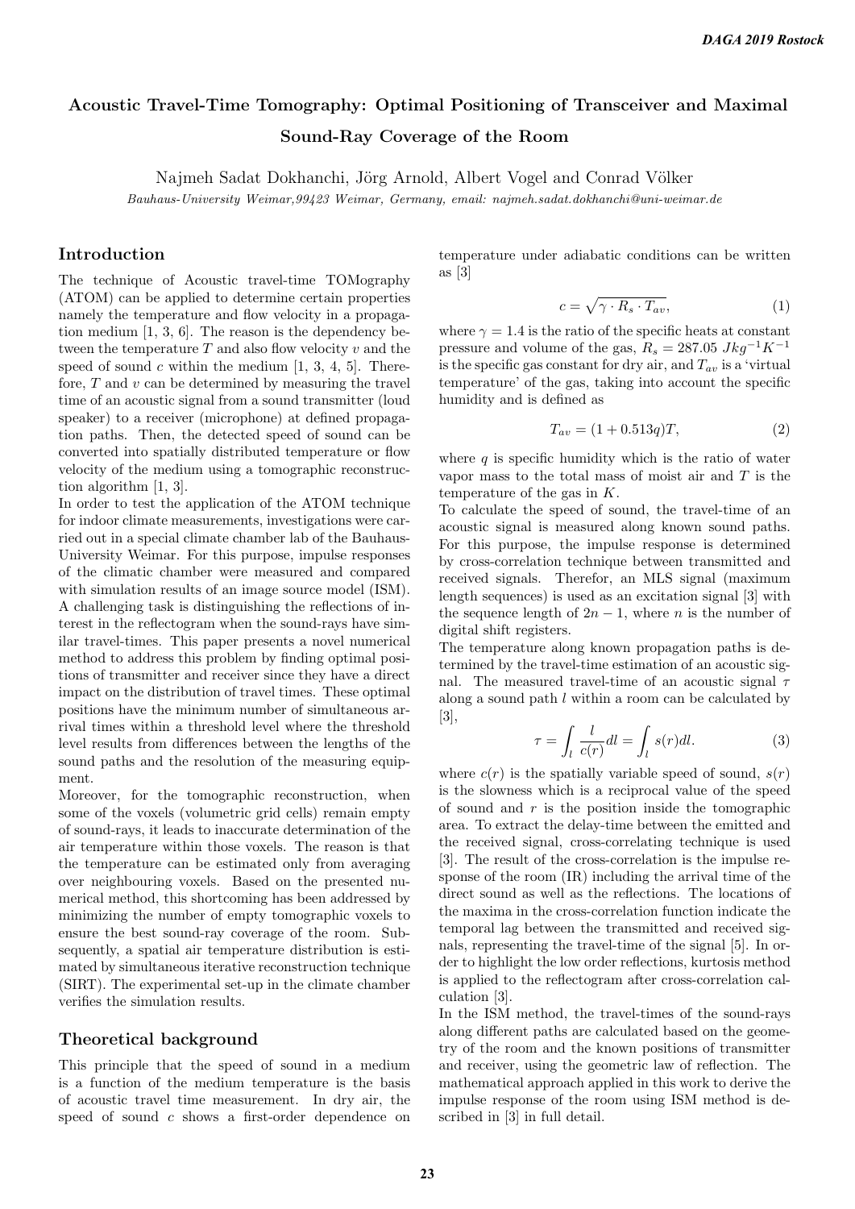# Acoustic Travel-Time Tomography: Optimal Positioning of Transceiver and Maximal Sound-Ray Coverage of the Room

Najmeh Sadat Dokhanchi, Jörg Arnold, Albert Vogel and Conrad Völker

*Bauhaus-University Weimar,99423 Weimar, Germany, email: najmeh.sadat.dokhanchi@uni-weimar.de*

## Introduction

The technique of Acoustic travel-time TOMography (ATOM) can be applied to determine certain properties namely the temperature and flow velocity in a propagation medium [1, 3, 6]. The reason is the dependency between the temperature $T$ and also flow velocity $v$ and the speed of sound $c$ within the medium [1, 3, 4, 5]. Therefore, $T$ and $v$ can be determined by measuring the travel time of an acoustic signal from a sound transmitter (loud speaker) to a receiver (microphone) at defined propagation paths. Then, the detected speed of sound can be converted into spatially distributed temperature or flow velocity of the medium using a tomographic reconstruction algorithm [1, 3].

In order to test the application of the ATOM technique for indoor climate measurements, investigations were carried out in a special climate chamber lab of the Bauhaus-University Weimar. For this purpose, impulse responses of the climatic chamber were measured and compared with simulation results of an image source model (ISM). A challenging task is distinguishing the reflections of interest in the reflectogram when the sound-rays have similar travel-times. This paper presents a novel numerical method to address this problem by finding optimal positions of transmitter and receiver since they have a direct impact on the distribution of travel times. These optimal positions have the minimum number of simultaneous arrival times within a threshold level where the threshold level results from differences between the lengths of the sound paths and the resolution of the measuring equipment.

Moreover, for the tomographic reconstruction, when some of the voxels (volumetric grid cells) remain empty of sound-rays, it leads to inaccurate determination of the air temperature within those voxels. The reason is that the temperature can be estimated only from averaging over neighbouring voxels. Based on the presented numerical method, this shortcoming has been addressed by minimizing the number of empty tomographic voxels to ensure the best sound-ray coverage of the room. Subsequently, a spatial air temperature distribution is estimated by simultaneous iterative reconstruction technique (SIRT). The experimental set-up in the climate chamber verifies the simulation results.

## Theoretical background

This principle that the speed of sound in a medium is a function of the medium temperature is the basis of acoustic travel time measurement. In dry air, the speed of sound $c$ shows a first-order dependence on temperature under adiabatic conditions can be written as [3]

$$c = \sqrt{\gamma \cdot R_s \cdot T_{av}}, \tag{1}$$

where $\gamma = 1.4$ is the ratio of the specific heats at constant pressure and volume of the gas, $R_s = 287.05\ Jkg^{-1}K^{-1}$ is the specific gas constant for dry air, and $T_{av}$ is a 'virtual temperature' of the gas, taking into account the specific humidity and is defined as

$$T_{av} = (1 + 0.513q)T, \tag{2}$$

where $q$ is specific humidity which is the ratio of water vapor mass to the total mass of moist air and $T$ is the temperature of the gas in $K$.

To calculate the speed of sound, the travel-time of an acoustic signal is measured along known sound paths. For this purpose, the impulse response is determined by cross-correlation technique between transmitted and received signals. Therefor, an MLS signal (maximum length sequences) is used as an excitation signal [3] with the sequence length of $2n - 1$, where $n$ is the number of digital shift registers.

The temperature along known propagation paths is determined by the travel-time estimation of an acoustic signal. The measured travel-time of an acoustic signal $\tau$ along a sound path $l$ within a room can be calculated by [3],

$$\tau = \int_l \frac{l}{c(r)} dl = \int_l s(r) dl. \tag{3}$$

where $c(r)$ is the spatially variable speed of sound, $s(r)$ is the slowness which is a reciprocal value of the speed of sound and $r$ is the position inside the tomographic area. To extract the delay-time between the emitted and the received signal, cross-correlating technique is used [3]. The result of the cross-correlation is the impulse response of the room (IR) including the arrival time of the direct sound as well as the reflections. The locations of the maxima in the cross-correlation function indicate the temporal lag between the transmitted and received signals, representing the travel-time of the signal [5]. In order to highlight the low order reflections, kurtosis method is applied to the reflectogram after cross-correlation calculation [3].

In the ISM method, the travel-times of the sound-rays along different paths are calculated based on the geometry of the room and the known positions of transmitter and receiver, using the geometric law of reflection. The mathematical approach applied in this work to derive the impulse response of the room using ISM method is described in [3] in full detail.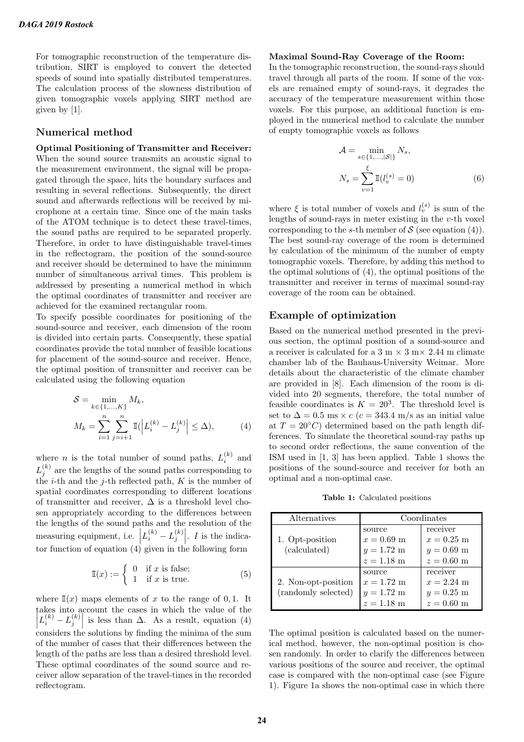For tomographic reconstruction of the temperature distribution, SIRT is employed to convert the detected speeds of sound into spatially distributed temperatures. The calculation process of the slowness distribution of given tomographic voxels applying SIRT method are given by [1].

## Numerical method

**Optimal Positioning of Transmitter and Receiver:** When the sound source transmits an acoustic signal to the measurement environment, the signal will be propagated through the space, hits the boundary surfaces and resulting in several reflections. Subsequently, the direct sound and afterwards reflections will be received by microphone at a certain time. Since one of the main tasks of the ATOM technique is to detect these travel-times, the sound paths are required to be separated properly. Therefore, in order to have distinguishable travel-times in the reflectogram, the position of the sound-source and receiver should be determined to have the minimum number of simultaneous arrival times. This problem is addressed by presenting a numerical method in which the optimal coordinates of transmitter and receiver are achieved for the examined rectangular room.

To specify possible coordinates for positioning of the sound-source and receiver, each dimension of the room is divided into certain parts. Consequently, these spatial coordinates provide the total number of feasible locations for placement of the sound-source and receiver. Hence, the optimal position of transmitter and receiver can be calculated using the following equation

$$\mathcal{S} = \min_{k \in \{1,\ldots,K\}} M_k,$$
$$M_k = \sum_{i=1}^{n} \sum_{j=i+1}^{n} \mathbb{I}(\left|L_i^{(k)} - L_j^{(k)}\right| \leq \Delta), \qquad (4)$$

where $n$ is the total number of sound paths, $L_i^{(k)}$ and $L_j^{(k)}$ are the lengths of the sound paths corresponding to the $i$-th and the $j$-th reflected path, $K$ is the number of spatial coordinates corresponding to different locations of transmitter and receiver, $\Delta$ is a threshold level chosen appropriately according to the differences between the lengths of the sound paths and the resolution of the measuring equipment, i.e. $\left|L_i^{(k)} - L_j^{(k)}\right|$. $I$ is the indicator function of equation (4) given in the following form

$$\mathbb{I}(x) := \begin{cases} 0 & \text{if } x \text{ is false;} \\ 1 & \text{if } x \text{ is true.} \end{cases} \qquad (5)$$

where $\mathbb{I}(x)$ maps elements of $x$ to the range of $0, 1$. It takes into account the cases in which the value of the $\left|L_i^{(k)} - L_j^{(k)}\right|$ is less than $\Delta$. As a result, equation (4) considers the solutions by finding the minima of the sum of the number of cases that their differences between the length of the paths are less than a desired threshold level. These optimal coordinates of the sound source and receiver allow separation of the travel-times in the recorded reflectogram.

**Maximal Sound-Ray Coverage of the Room:**
In the tomographic reconstruction, the sound-rays should travel through all parts of the room. If some of the voxels are remained empty of sound-rays, it degrades the accuracy of the temperature measurement within those voxels. For this purpose, an additional function is employed in the numerical method to calculate the number of empty tomographic voxels as follows

$$\mathcal{A} = \min_{s \in \{1,\ldots,|\mathcal{S}|\}} N_s,$$
$$N_s = \sum_{v=1}^{\xi} \mathbb{I}(l_v^{(s)} = 0) \qquad (6)$$

where $\xi$ is total number of voxels and $l_v^{(s)}$ is sum of the lengths of sound-rays in meter existing in the $v$-th voxel corresponding to the $s$-th member of $\mathcal{S}$ (see equation (4)). The best sound-ray coverage of the room is determined by calculation of the minimum of the number of empty tomographic voxels. Therefore, by adding this method to the optimal solutions of (4), the optimal positions of the transmitter and receiver in terms of maximal sound-ray coverage of the room can be obtained.

## Example of optimization

Based on the numerical method presented in the previous section, the optimal position of a sound-source and a receiver is calculated for a 3 m × 3 m× 2.44 m climate chamber lab of the Bauhaus-University Weimar. More details about the characteristic of the climate chamber are provided in [8]. Each dimension of the room is divided into 20 segments, therefore, the total number of feasible coordinates is $K = 20^3$. The threshold level is set to $\Delta = 0.5$ ms $\times\, c$ ($c = 343.4$ m/s as an initial value at $T = 20°C$) determined based on the path length differences. To simulate the theoretical sound-ray paths up to second order reflections, the same convention of the ISM used in [1, 3] has been applied. Table 1 shows the positions of the sound-source and receiver for both an optimal and a non-optimal case.

**Table 1:** Calculated positions

| Alternatives | Coordinates | |
|---|---|---|
| | source | receiver |
| 1. Opt-position (calculated) | $x = 0.69$ m | $x = 0.25$ m |
| | $y = 1.72$ m | $y = 0.69$ m |
| | $z = 1.18$ m | $z = 0.60$ m |
| | source | receiver |
| 2. Non-opt-position (randomly selected) | $x = 1.72$ m | $x = 2.24$ m |
| | $y = 1.72$ m | $y = 0.25$ m |
| | $z = 1.18$ m | $z = 0.60$ m |

The optimal position is calculated based on the numerical method, however, the non-optimal position is chosen randomly. In order to clarify the differences between various positions of the source and receiver, the optimal case is compared with the non-optimal case (see Figure 1). Figure 1a shows the non-optimal case in which there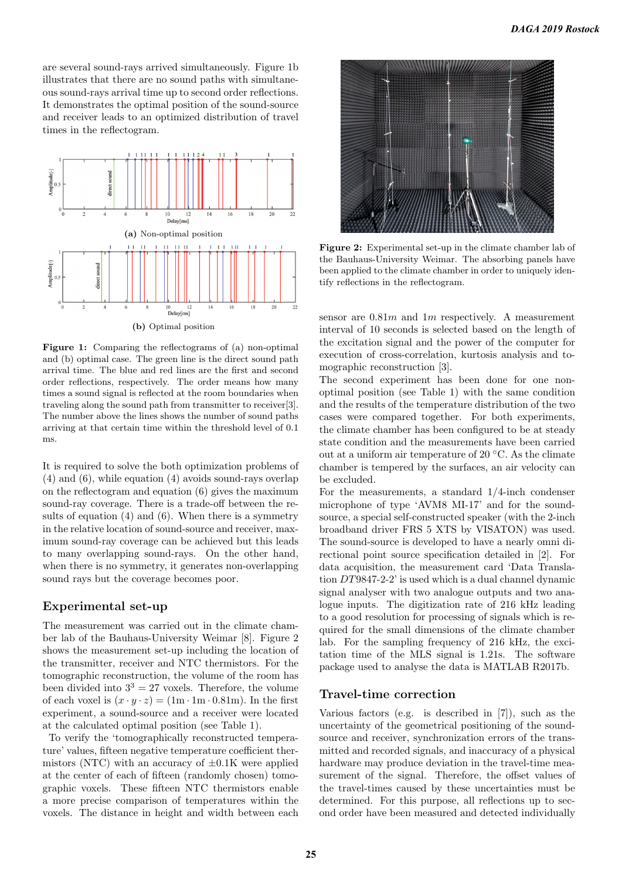are several sound-rays arrived simultaneously. Figure 1b illustrates that there are no sound paths with simultaneous sound-rays arrival time up to second order reflections. It demonstrates the optimal position of the sound-source and receiver leads to an optimized distribution of travel times in the reflectogram.

**(a)** Non-optimal position

**(b)** Optimal position

**Figure 1:** Comparing the reflectograms of (a) non-optimal and (b) optimal case. The green line is the direct sound path arrival time. The blue and red lines are the first and second order reflections, respectively. The order means how many times a sound signal is reflected at the room boundaries when traveling along the sound path from transmitter to receiver[3]. The number above the lines shows the number of sound paths arriving at that certain time within the threshold level of 0.1 ms.

It is required to solve the both optimization problems of (4) and (6), while equation (4) avoids sound-rays overlap on the reflectogram and equation (6) gives the maximum sound-ray coverage. There is a trade-off between the results of equation (4) and (6). When there is a symmetry in the relative location of sound-source and receiver, maximum sound-ray coverage can be achieved but this leads to many overlapping sound-rays. On the other hand, when there is no symmetry, it generates non-overlapping sound rays but the coverage becomes poor.

## Experimental set-up

The measurement was carried out in the climate chamber lab of the Bauhaus-University Weimar [8]. Figure 2 shows the measurement set-up including the location of the transmitter, receiver and NTC thermistors. For the tomographic reconstruction, the volume of the room has been divided into $3^3 = 27$ voxels. Therefore, the volume of each voxel is $(x \cdot y \cdot z) = (1\text{m} \cdot 1\text{m} \cdot 0.81\text{m})$. In the first experiment, a sound-source and a receiver were located at the calculated optimal position (see Table 1).

To verify the 'tomographically reconstructed temperature' values, fifteen negative temperature coefficient thermistors (NTC) with an accuracy of $\pm 0.1$K were applied at the center of each of fifteen (randomly chosen) tomographic voxels. These fifteen NTC thermistors enable a more precise comparison of temperatures within the voxels. The distance in height and width between each

**Figure 2:** Experimental set-up in the climate chamber lab of the Bauhaus-University Weimar. The absorbing panels have been applied to the climate chamber in order to uniquely identify reflections in the reflectogram.

sensor are $0.81m$ and $1m$ respectively. A measurement interval of 10 seconds is selected based on the length of the excitation signal and the power of the computer for execution of cross-correlation, kurtosis analysis and tomographic reconstruction [3].

The second experiment has been done for one non-optimal position (see Table 1) with the same condition and the results of the temperature distribution of the two cases were compared together. For both experiments, the climate chamber has been configured to be at steady state condition and the measurements have been carried out at a uniform air temperature of 20 °C. As the climate chamber is tempered by the surfaces, an air velocity can be excluded.

For the measurements, a standard 1/4-inch condenser microphone of type 'AVM8 MI-17' and for the sound-source, a special self-constructed speaker (with the 2-inch broadband driver FRS 5 XTS by VISATON) was used. The sound-source is developed to have a nearly omni directional point source specification detailed in [2]. For data acquisition, the measurement card 'Data Translation *DT*9847-2-2' is used which is a dual channel dynamic signal analyser with two analogue outputs and two analogue inputs. The digitization rate of 216 kHz leading to a good resolution for processing of signals which is required for the small dimensions of the climate chamber lab. For the sampling frequency of 216 kHz, the excitation time of the MLS signal is 1.21s. The software package used to analyse the data is MATLAB R2017b.

## Travel-time correction

Various factors (e.g. is described in [7]), such as the uncertainty of the geometrical positioning of the sound-source and receiver, synchronization errors of the transmitted and recorded signals, and inaccuracy of a physical hardware may produce deviation in the travel-time measurement of the signal. Therefore, the offset values of the travel-times caused by these uncertainties must be determined. For this purpose, all reflections up to second order have been measured and detected individually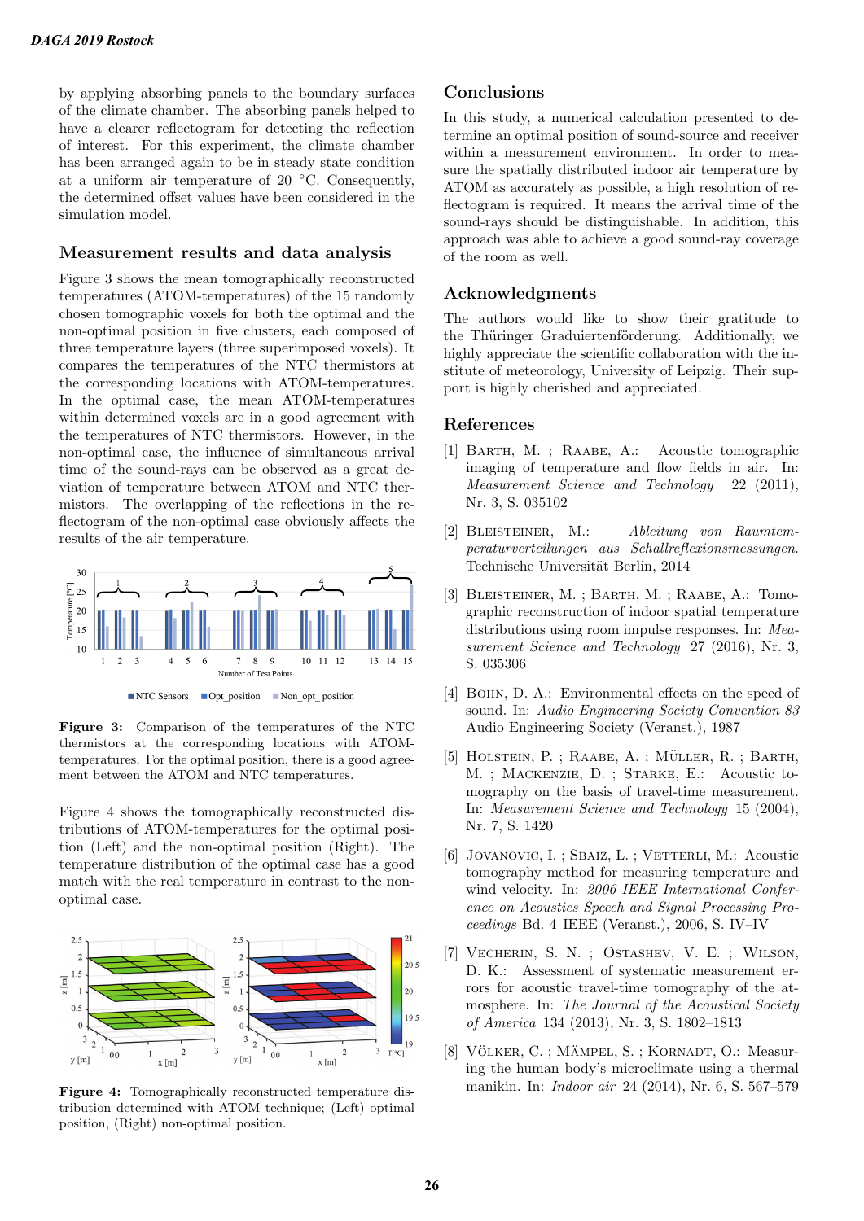by applying absorbing panels to the boundary surfaces of the climate chamber. The absorbing panels helped to have a clearer reflectogram for detecting the reflection of interest. For this experiment, the climate chamber has been arranged again to be in steady state condition at a uniform air temperature of 20 °C. Consequently, the determined offset values have been considered in the simulation model.

## Measurement results and data analysis

Figure 3 shows the mean tomographically reconstructed temperatures (ATOM-temperatures) of the 15 randomly chosen tomographic voxels for both the optimal and the non-optimal position in five clusters, each composed of three temperature layers (three superimposed voxels). It compares the temperatures of the NTC thermistors at the corresponding locations with ATOM-temperatures. In the optimal case, the mean ATOM-temperatures within determined voxels are in a good agreement with the temperatures of NTC thermistors. However, in the non-optimal case, the influence of simultaneous arrival time of the sound-rays can be observed as a great deviation of temperature between ATOM and NTC thermistors. The overlapping of the reflections in the reflectogram of the non-optimal case obviously affects the results of the air temperature.

Temperature [°C]
30
25
20
15
10
1 2 3 4 5 6 7 8 9 10 11 12 13 14 15
Number of Test Points
1 2 3 4 5
NTC Sensors Opt_position Non_opt_ position

**Figure 3:** Comparison of the temperatures of the NTC thermistors at the corresponding locations with ATOM-temperatures. For the optimal position, there is a good agreement between the ATOM and NTC temperatures.

Figure 4 shows the tomographically reconstructed distributions of ATOM-temperatures for the optimal position (Left) and the non-optimal position (Right). The temperature distribution of the optimal case has a good match with the real temperature in contrast to the non-optimal case.

z [m]
2.5
2
1.5
1
0.5
0
y [m] 3 2 1 0
x [m] 0 1 2 3
T[°C]
21
20.5
20
19.5
19

**Figure 4:** Tomographically reconstructed temperature distribution determined with ATOM technique; (Left) optimal position, (Right) non-optimal position.

## Conclusions

In this study, a numerical calculation presented to determine an optimal position of sound-source and receiver within a measurement environment. In order to measure the spatially distributed indoor air temperature by ATOM as accurately as possible, a high resolution of reflectogram is required. It means the arrival time of the sound-rays should be distinguishable. In addition, this approach was able to achieve a good sound-ray coverage of the room as well.

## Acknowledgments

The authors would like to show their gratitude to the Thüringer Graduiertenförderung. Additionally, we highly appreciate the scientific collaboration with the institute of meteorology, University of Leipzig. Their support is highly cherished and appreciated.

## References

[1] Barth, M. ; Raabe, A.: Acoustic tomographic imaging of temperature and flow fields in air. In: *Measurement Science and Technology* 22 (2011), Nr. 3, S. 035102

[2] Bleisteiner, M.: *Ableitung von Raumtemperaturverteilungen aus Schallreflexionsmessungen*. Technische Universität Berlin, 2014

[3] Bleisteiner, M. ; Barth, M. ; Raabe, A.: Tomographic reconstruction of indoor spatial temperature distributions using room impulse responses. In: *Measurement Science and Technology* 27 (2016), Nr. 3, S. 035306

[4] Bohn, D. A.: Environmental effects on the speed of sound. In: *Audio Engineering Society Convention 83* Audio Engineering Society (Veranst.), 1987

[5] Holstein, P. ; Raabe, A. ; Müller, R. ; Barth, M. ; Mackenzie, D. ; Starke, E.: Acoustic tomography on the basis of travel-time measurement. In: *Measurement Science and Technology* 15 (2004), Nr. 7, S. 1420

[6] Jovanovic, I. ; Sbaiz, L. ; Vetterli, M.: Acoustic tomography method for measuring temperature and wind velocity. In: *2006 IEEE International Conference on Acoustics Speech and Signal Processing Proceedings* Bd. 4 IEEE (Veranst.), 2006, S. IV–IV

[7] Vecherin, S. N. ; Ostashev, V. E. ; Wilson, D. K.: Assessment of systematic measurement errors for acoustic travel-time tomography of the atmosphere. In: *The Journal of the Acoustical Society of America* 134 (2013), Nr. 3, S. 1802–1813

[8] Völker, C. ; Mämpel, S. ; Kornadt, O.: Measuring the human body's microclimate using a thermal manikin. In: *Indoor air* 24 (2014), Nr. 6, S. 567–579